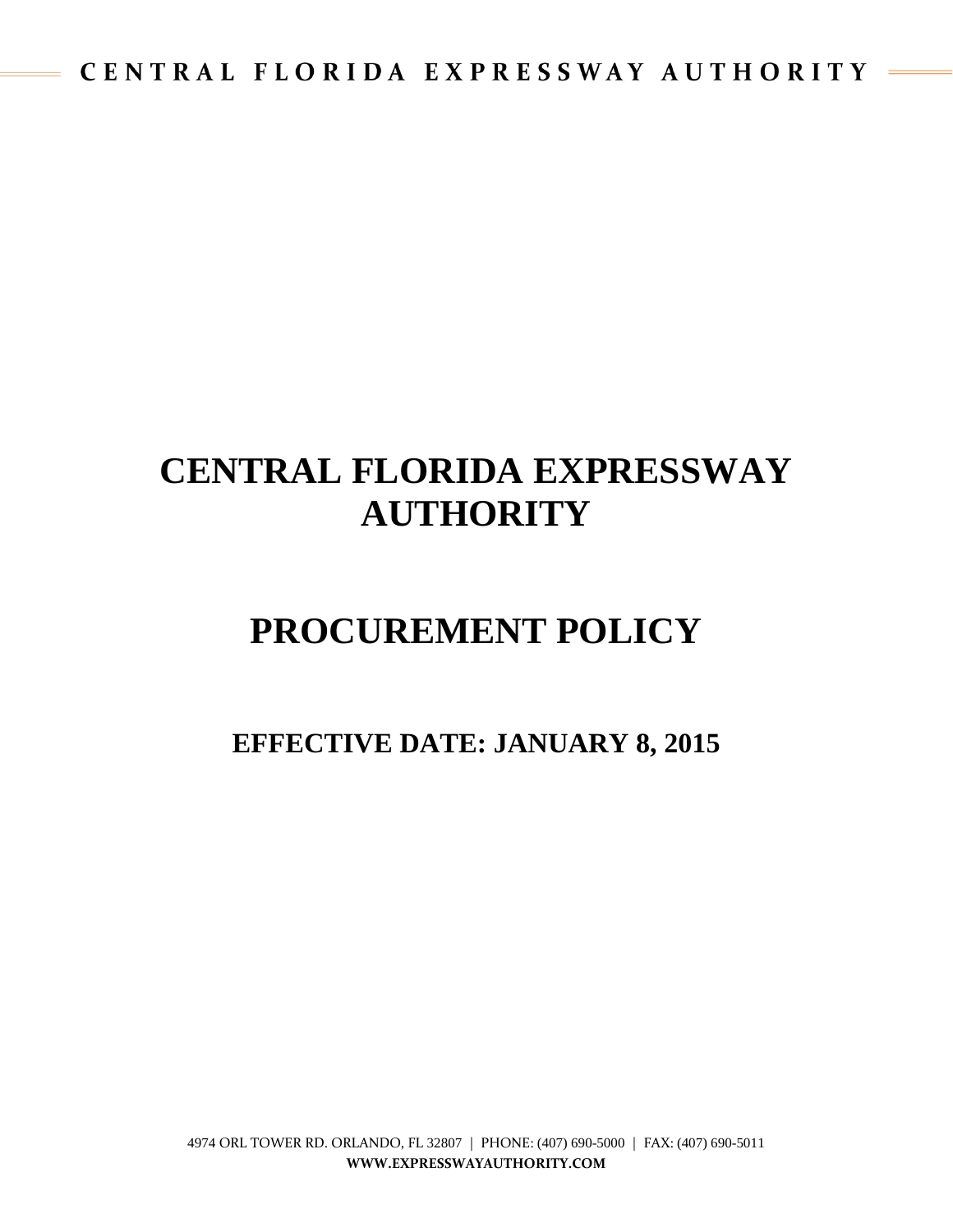# CENTRAL FLORIDA EXPRESSWAY AUTHORITY

# PROCUREMENT POLICY

## EFFECTIVE DATE: JANUARY 8, 2015

4974 ORL TOWER RD. ORLANDO, FL 32807 | PHONE: (407) 690-5000 | FAX: (407) 690-5011
**WWW.EXPRESSWAYAUTHORITY.COM**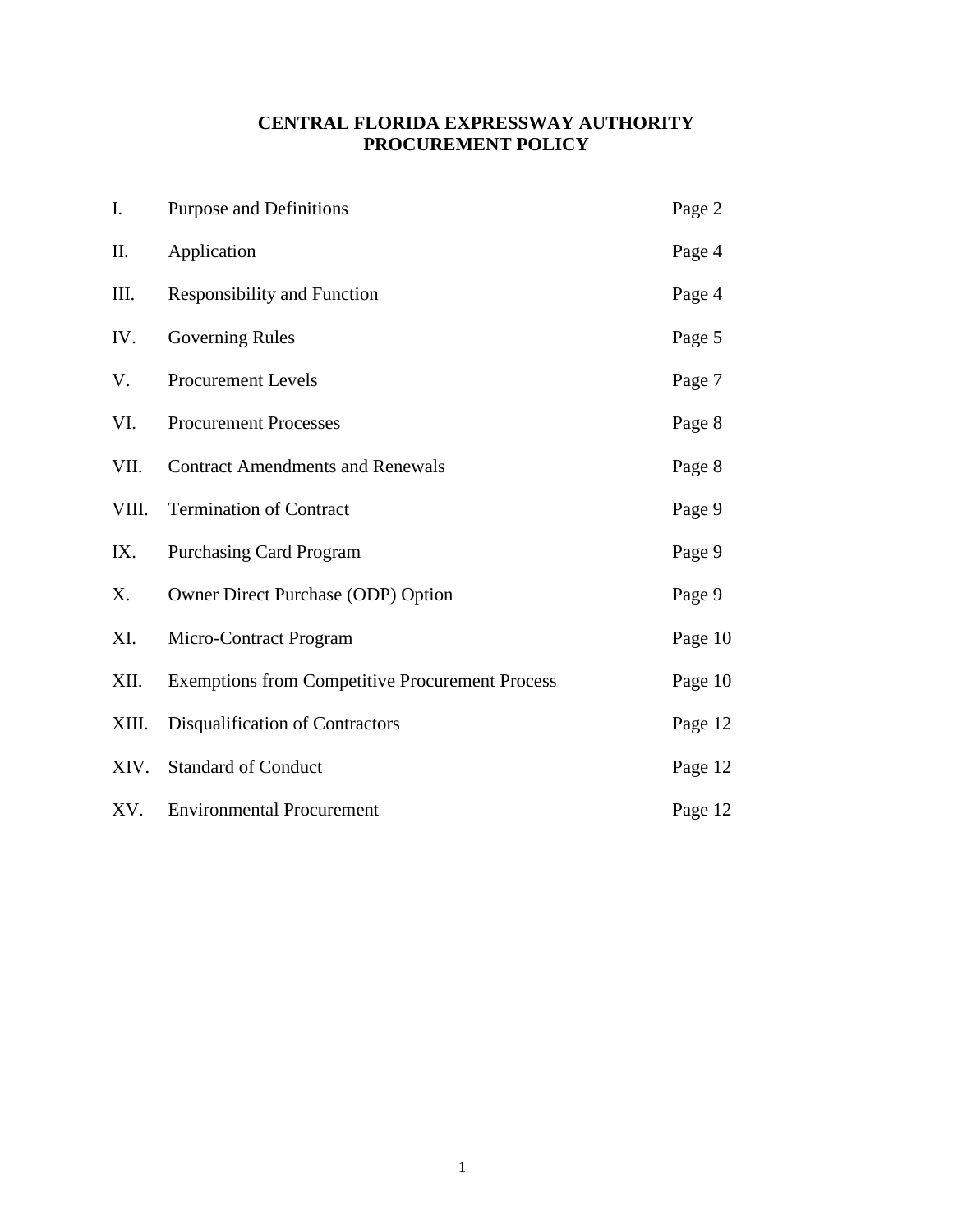# CENTRAL FLORIDA EXPRESSWAY AUTHORITY
# PROCUREMENT POLICY

| | | |
|---|---|---|
| I. | Purpose and Definitions | Page 2 |
| II. | Application | Page 4 |
| III. | Responsibility and Function | Page 4 |
| IV. | Governing Rules | Page 5 |
| V. | Procurement Levels | Page 7 |
| VI. | Procurement Processes | Page 8 |
| VII. | Contract Amendments and Renewals | Page 8 |
| VIII. | Termination of Contract | Page 9 |
| IX. | Purchasing Card Program | Page 9 |
| X. | Owner Direct Purchase (ODP) Option | Page 9 |
| XI. | Micro-Contract Program | Page 10 |
| XII. | Exemptions from Competitive Procurement Process | Page 10 |
| XIII. | Disqualification of Contractors | Page 12 |
| XIV. | Standard of Conduct | Page 12 |
| XV. | Environmental Procurement | Page 12 |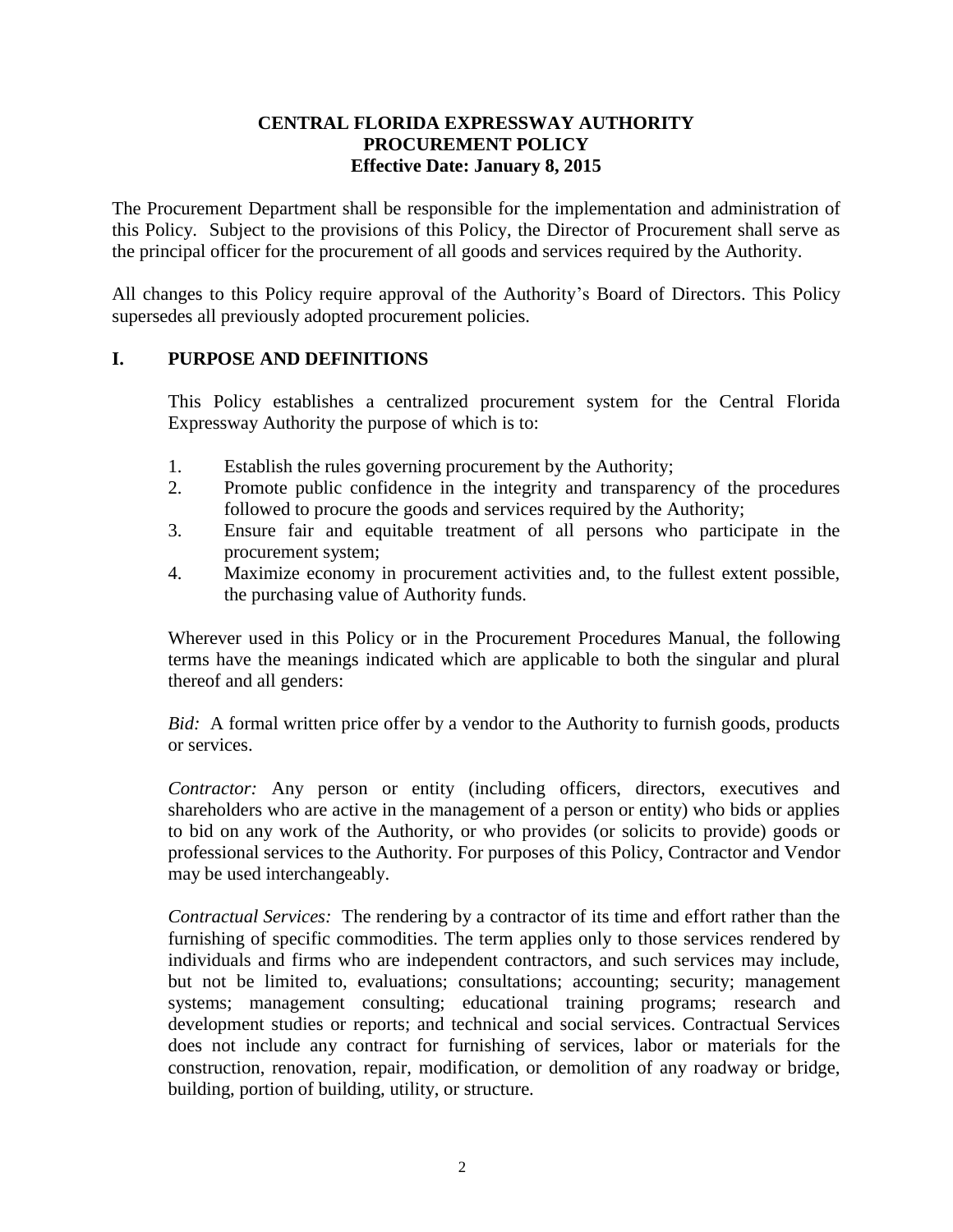**CENTRAL FLORIDA EXPRESSWAY AUTHORITY**
**PROCUREMENT POLICY**
**Effective Date: January 8, 2015**

The Procurement Department shall be responsible for the implementation and administration of this Policy. Subject to the provisions of this Policy, the Director of Procurement shall serve as the principal officer for the procurement of all goods and services required by the Authority.

All changes to this Policy require approval of the Authority's Board of Directors. This Policy supersedes all previously adopted procurement policies.

## I. PURPOSE AND DEFINITIONS

This Policy establishes a centralized procurement system for the Central Florida Expressway Authority the purpose of which is to:

1. Establish the rules governing procurement by the Authority;
2. Promote public confidence in the integrity and transparency of the procedures followed to procure the goods and services required by the Authority;
3. Ensure fair and equitable treatment of all persons who participate in the procurement system;
4. Maximize economy in procurement activities and, to the fullest extent possible, the purchasing value of Authority funds.

Wherever used in this Policy or in the Procurement Procedures Manual, the following terms have the meanings indicated which are applicable to both the singular and plural thereof and all genders:

*Bid:* A formal written price offer by a vendor to the Authority to furnish goods, products or services.

*Contractor:* Any person or entity (including officers, directors, executives and shareholders who are active in the management of a person or entity) who bids or applies to bid on any work of the Authority, or who provides (or solicits to provide) goods or professional services to the Authority. For purposes of this Policy, Contractor and Vendor may be used interchangeably.

*Contractual Services:* The rendering by a contractor of its time and effort rather than the furnishing of specific commodities. The term applies only to those services rendered by individuals and firms who are independent contractors, and such services may include, but not be limited to, evaluations; consultations; accounting; security; management systems; management consulting; educational training programs; research and development studies or reports; and technical and social services. Contractual Services does not include any contract for furnishing of services, labor or materials for the construction, renovation, repair, modification, or demolition of any roadway or bridge, building, portion of building, utility, or structure.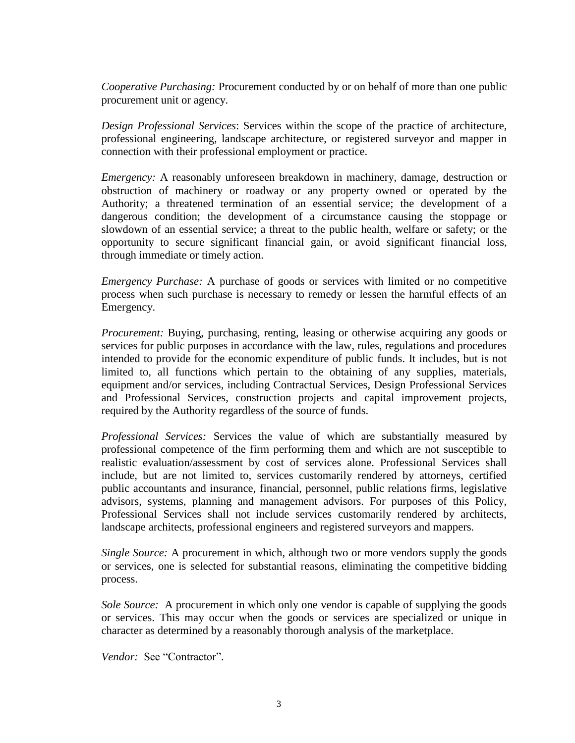*Cooperative Purchasing:* Procurement conducted by or on behalf of more than one public procurement unit or agency.

*Design Professional Services*: Services within the scope of the practice of architecture, professional engineering, landscape architecture, or registered surveyor and mapper in connection with their professional employment or practice.

*Emergency:* A reasonably unforeseen breakdown in machinery, damage, destruction or obstruction of machinery or roadway or any property owned or operated by the Authority; a threatened termination of an essential service; the development of a dangerous condition; the development of a circumstance causing the stoppage or slowdown of an essential service; a threat to the public health, welfare or safety; or the opportunity to secure significant financial gain, or avoid significant financial loss, through immediate or timely action.

*Emergency Purchase:* A purchase of goods or services with limited or no competitive process when such purchase is necessary to remedy or lessen the harmful effects of an Emergency.

*Procurement:* Buying, purchasing, renting, leasing or otherwise acquiring any goods or services for public purposes in accordance with the law, rules, regulations and procedures intended to provide for the economic expenditure of public funds. It includes, but is not limited to, all functions which pertain to the obtaining of any supplies, materials, equipment and/or services, including Contractual Services, Design Professional Services and Professional Services, construction projects and capital improvement projects, required by the Authority regardless of the source of funds.

*Professional Services:* Services the value of which are substantially measured by professional competence of the firm performing them and which are not susceptible to realistic evaluation/assessment by cost of services alone. Professional Services shall include, but are not limited to, services customarily rendered by attorneys, certified public accountants and insurance, financial, personnel, public relations firms, legislative advisors, systems, planning and management advisors. For purposes of this Policy, Professional Services shall not include services customarily rendered by architects, landscape architects, professional engineers and registered surveyors and mappers.

*Single Source:* A procurement in which, although two or more vendors supply the goods or services, one is selected for substantial reasons, eliminating the competitive bidding process.

*Sole Source:* A procurement in which only one vendor is capable of supplying the goods or services. This may occur when the goods or services are specialized or unique in character as determined by a reasonably thorough analysis of the marketplace.

*Vendor:* See "Contractor".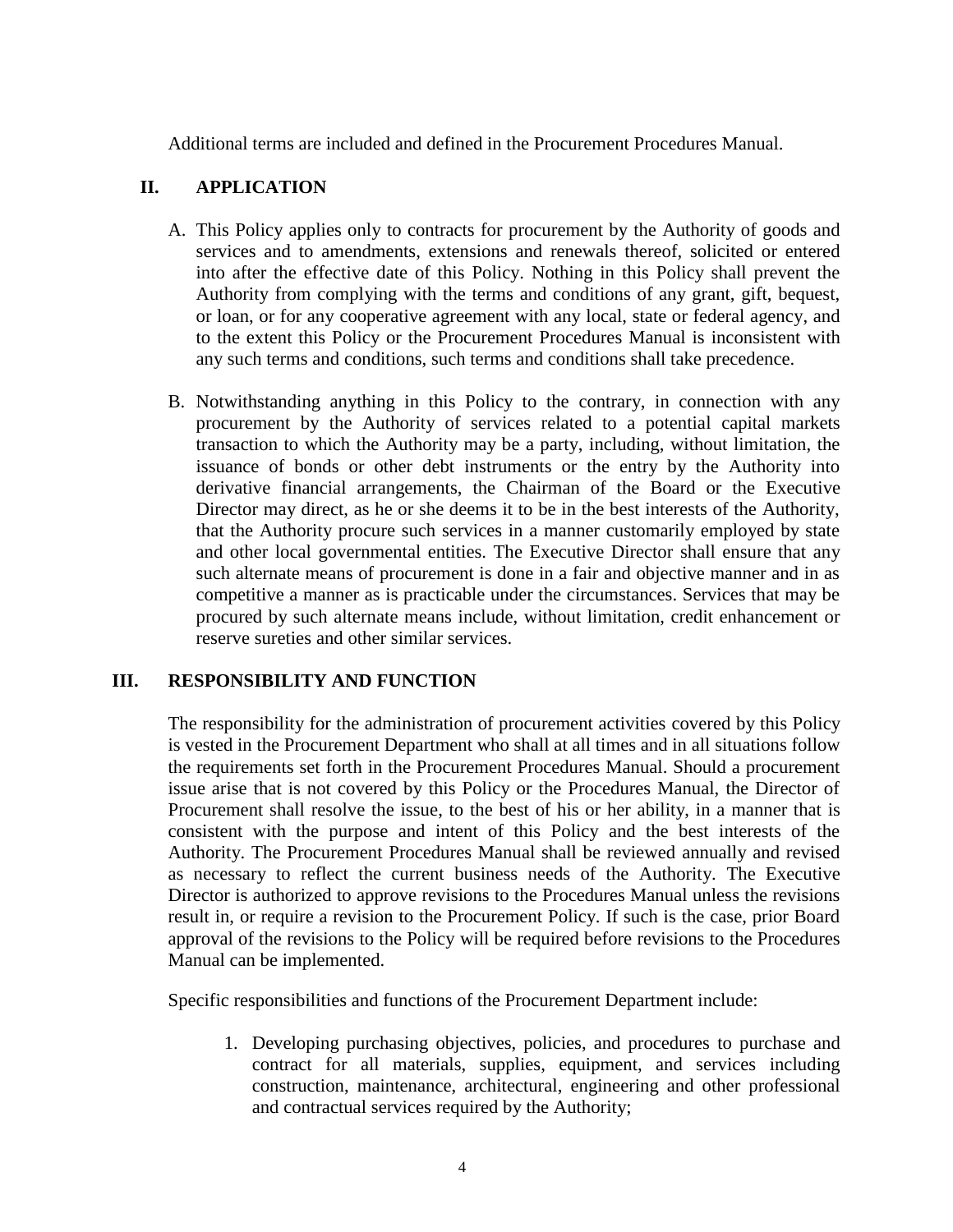Additional terms are included and defined in the Procurement Procedures Manual.

## II. APPLICATION

A. This Policy applies only to contracts for procurement by the Authority of goods and services and to amendments, extensions and renewals thereof, solicited or entered into after the effective date of this Policy. Nothing in this Policy shall prevent the Authority from complying with the terms and conditions of any grant, gift, bequest, or loan, or for any cooperative agreement with any local, state or federal agency, and to the extent this Policy or the Procurement Procedures Manual is inconsistent with any such terms and conditions, such terms and conditions shall take precedence.

B. Notwithstanding anything in this Policy to the contrary, in connection with any procurement by the Authority of services related to a potential capital markets transaction to which the Authority may be a party, including, without limitation, the issuance of bonds or other debt instruments or the entry by the Authority into derivative financial arrangements, the Chairman of the Board or the Executive Director may direct, as he or she deems it to be in the best interests of the Authority, that the Authority procure such services in a manner customarily employed by state and other local governmental entities. The Executive Director shall ensure that any such alternate means of procurement is done in a fair and objective manner and in as competitive a manner as is practicable under the circumstances. Services that may be procured by such alternate means include, without limitation, credit enhancement or reserve sureties and other similar services.

## III. RESPONSIBILITY AND FUNCTION

The responsibility for the administration of procurement activities covered by this Policy is vested in the Procurement Department who shall at all times and in all situations follow the requirements set forth in the Procurement Procedures Manual. Should a procurement issue arise that is not covered by this Policy or the Procedures Manual, the Director of Procurement shall resolve the issue, to the best of his or her ability, in a manner that is consistent with the purpose and intent of this Policy and the best interests of the Authority. The Procurement Procedures Manual shall be reviewed annually and revised as necessary to reflect the current business needs of the Authority. The Executive Director is authorized to approve revisions to the Procedures Manual unless the revisions result in, or require a revision to the Procurement Policy. If such is the case, prior Board approval of the revisions to the Policy will be required before revisions to the Procedures Manual can be implemented.

Specific responsibilities and functions of the Procurement Department include:

1. Developing purchasing objectives, policies, and procedures to purchase and contract for all materials, supplies, equipment, and services including construction, maintenance, architectural, engineering and other professional and contractual services required by the Authority;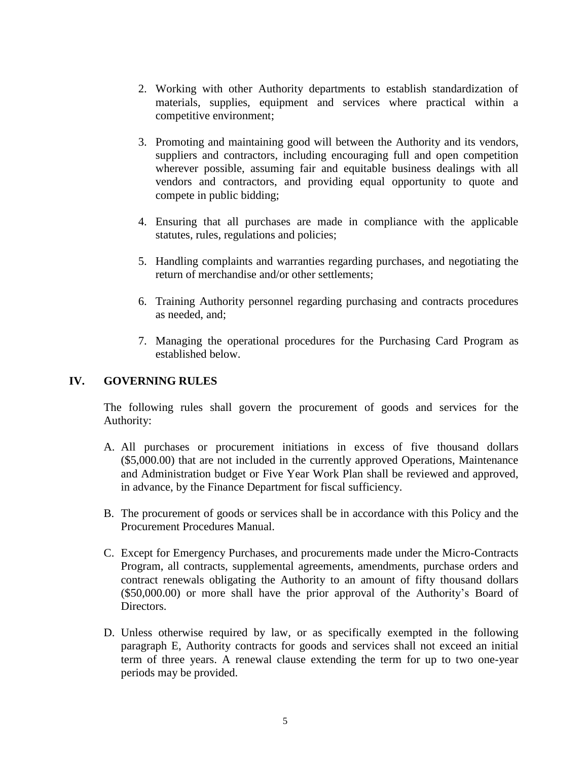2. Working with other Authority departments to establish standardization of materials, supplies, equipment and services where practical within a competitive environment;

3. Promoting and maintaining good will between the Authority and its vendors, suppliers and contractors, including encouraging full and open competition wherever possible, assuming fair and equitable business dealings with all vendors and contractors, and providing equal opportunity to quote and compete in public bidding;

4. Ensuring that all purchases are made in compliance with the applicable statutes, rules, regulations and policies;

5. Handling complaints and warranties regarding purchases, and negotiating the return of merchandise and/or other settlements;

6. Training Authority personnel regarding purchasing and contracts procedures as needed, and;

7. Managing the operational procedures for the Purchasing Card Program as established below.

## IV. GOVERNING RULES

The following rules shall govern the procurement of goods and services for the Authority:

A. All purchases or procurement initiations in excess of five thousand dollars ($5,000.00) that are not included in the currently approved Operations, Maintenance and Administration budget or Five Year Work Plan shall be reviewed and approved, in advance, by the Finance Department for fiscal sufficiency.

B. The procurement of goods or services shall be in accordance with this Policy and the Procurement Procedures Manual.

C. Except for Emergency Purchases, and procurements made under the Micro-Contracts Program, all contracts, supplemental agreements, amendments, purchase orders and contract renewals obligating the Authority to an amount of fifty thousand dollars ($50,000.00) or more shall have the prior approval of the Authority's Board of Directors.

D. Unless otherwise required by law, or as specifically exempted in the following paragraph E, Authority contracts for goods and services shall not exceed an initial term of three years. A renewal clause extending the term for up to two one-year periods may be provided.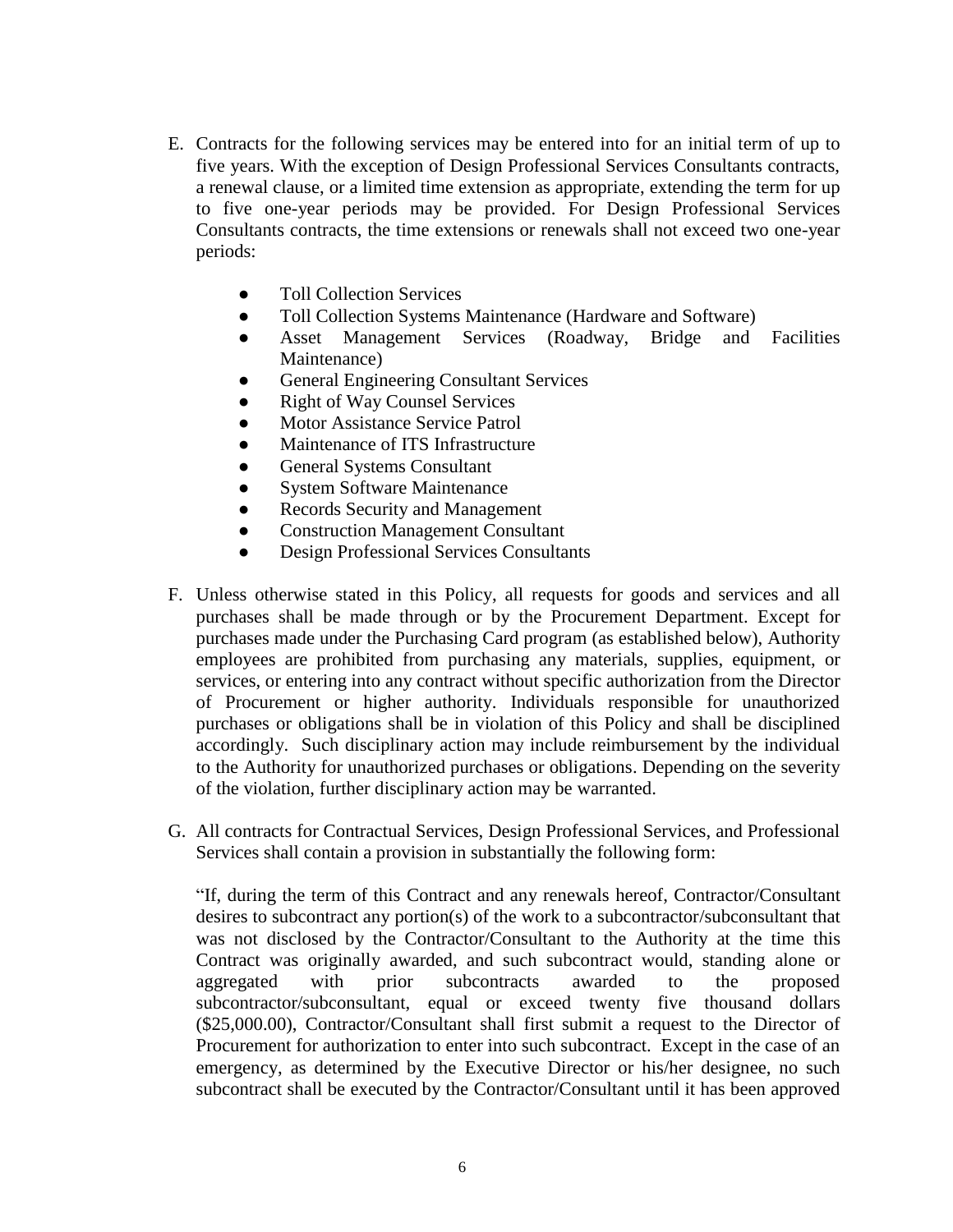E. Contracts for the following services may be entered into for an initial term of up to five years. With the exception of Design Professional Services Consultants contracts, a renewal clause, or a limited time extension as appropriate, extending the term for up to five one-year periods may be provided. For Design Professional Services Consultants contracts, the time extensions or renewals shall not exceed two one-year periods:

- Toll Collection Services
- Toll Collection Systems Maintenance (Hardware and Software)
- Asset Management Services (Roadway, Bridge and Facilities Maintenance)
- General Engineering Consultant Services
- Right of Way Counsel Services
- Motor Assistance Service Patrol
- Maintenance of ITS Infrastructure
- General Systems Consultant
- System Software Maintenance
- Records Security and Management
- Construction Management Consultant
- Design Professional Services Consultants

F. Unless otherwise stated in this Policy, all requests for goods and services and all purchases shall be made through or by the Procurement Department. Except for purchases made under the Purchasing Card program (as established below), Authority employees are prohibited from purchasing any materials, supplies, equipment, or services, or entering into any contract without specific authorization from the Director of Procurement or higher authority. Individuals responsible for unauthorized purchases or obligations shall be in violation of this Policy and shall be disciplined accordingly. Such disciplinary action may include reimbursement by the individual to the Authority for unauthorized purchases or obligations. Depending on the severity of the violation, further disciplinary action may be warranted.

G. All contracts for Contractual Services, Design Professional Services, and Professional Services shall contain a provision in substantially the following form:

"If, during the term of this Contract and any renewals hereof, Contractor/Consultant desires to subcontract any portion(s) of the work to a subcontractor/subconsultant that was not disclosed by the Contractor/Consultant to the Authority at the time this Contract was originally awarded, and such subcontract would, standing alone or aggregated with prior subcontracts awarded to the proposed subcontractor/subconsultant, equal or exceed twenty five thousand dollars ($25,000.00), Contractor/Consultant shall first submit a request to the Director of Procurement for authorization to enter into such subcontract. Except in the case of an emergency, as determined by the Executive Director or his/her designee, no such subcontract shall be executed by the Contractor/Consultant until it has been approved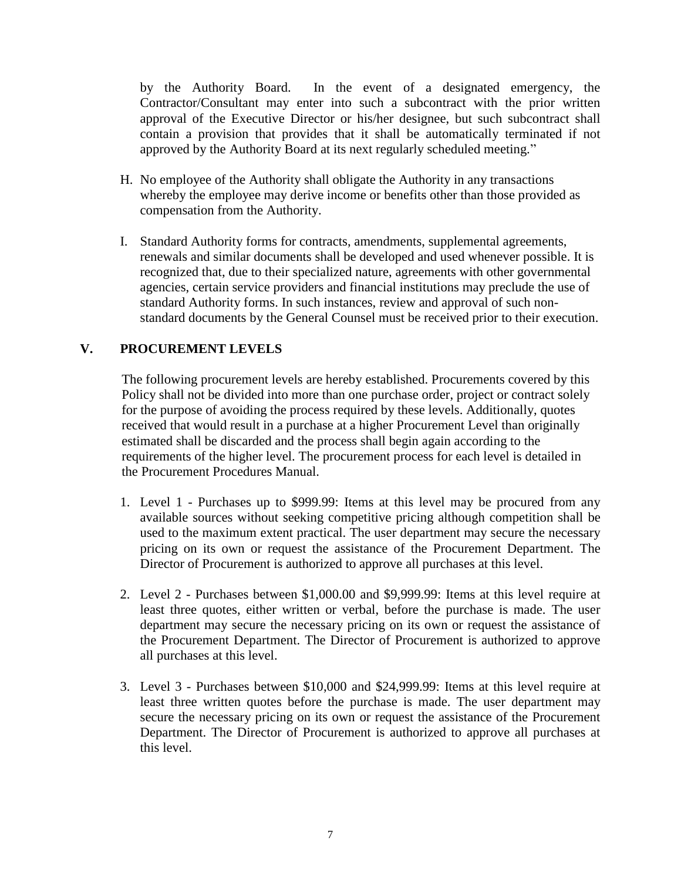by the Authority Board. In the event of a designated emergency, the Contractor/Consultant may enter into such a subcontract with the prior written approval of the Executive Director or his/her designee, but such subcontract shall contain a provision that provides that it shall be automatically terminated if not approved by the Authority Board at its next regularly scheduled meeting."

H. No employee of the Authority shall obligate the Authority in any transactions whereby the employee may derive income or benefits other than those provided as compensation from the Authority.

I. Standard Authority forms for contracts, amendments, supplemental agreements, renewals and similar documents shall be developed and used whenever possible. It is recognized that, due to their specialized nature, agreements with other governmental agencies, certain service providers and financial institutions may preclude the use of standard Authority forms. In such instances, review and approval of such non-standard documents by the General Counsel must be received prior to their execution.

## V. PROCUREMENT LEVELS

The following procurement levels are hereby established. Procurements covered by this Policy shall not be divided into more than one purchase order, project or contract solely for the purpose of avoiding the process required by these levels. Additionally, quotes received that would result in a purchase at a higher Procurement Level than originally estimated shall be discarded and the process shall begin again according to the requirements of the higher level. The procurement process for each level is detailed in the Procurement Procedures Manual.

1. Level 1 - Purchases up to $999.99: Items at this level may be procured from any available sources without seeking competitive pricing although competition shall be used to the maximum extent practical. The user department may secure the necessary pricing on its own or request the assistance of the Procurement Department. The Director of Procurement is authorized to approve all purchases at this level.

2. Level 2 - Purchases between $1,000.00 and $9,999.99: Items at this level require at least three quotes, either written or verbal, before the purchase is made. The user department may secure the necessary pricing on its own or request the assistance of the Procurement Department. The Director of Procurement is authorized to approve all purchases at this level.

3. Level 3 - Purchases between $10,000 and $24,999.99: Items at this level require at least three written quotes before the purchase is made. The user department may secure the necessary pricing on its own or request the assistance of the Procurement Department. The Director of Procurement is authorized to approve all purchases at this level.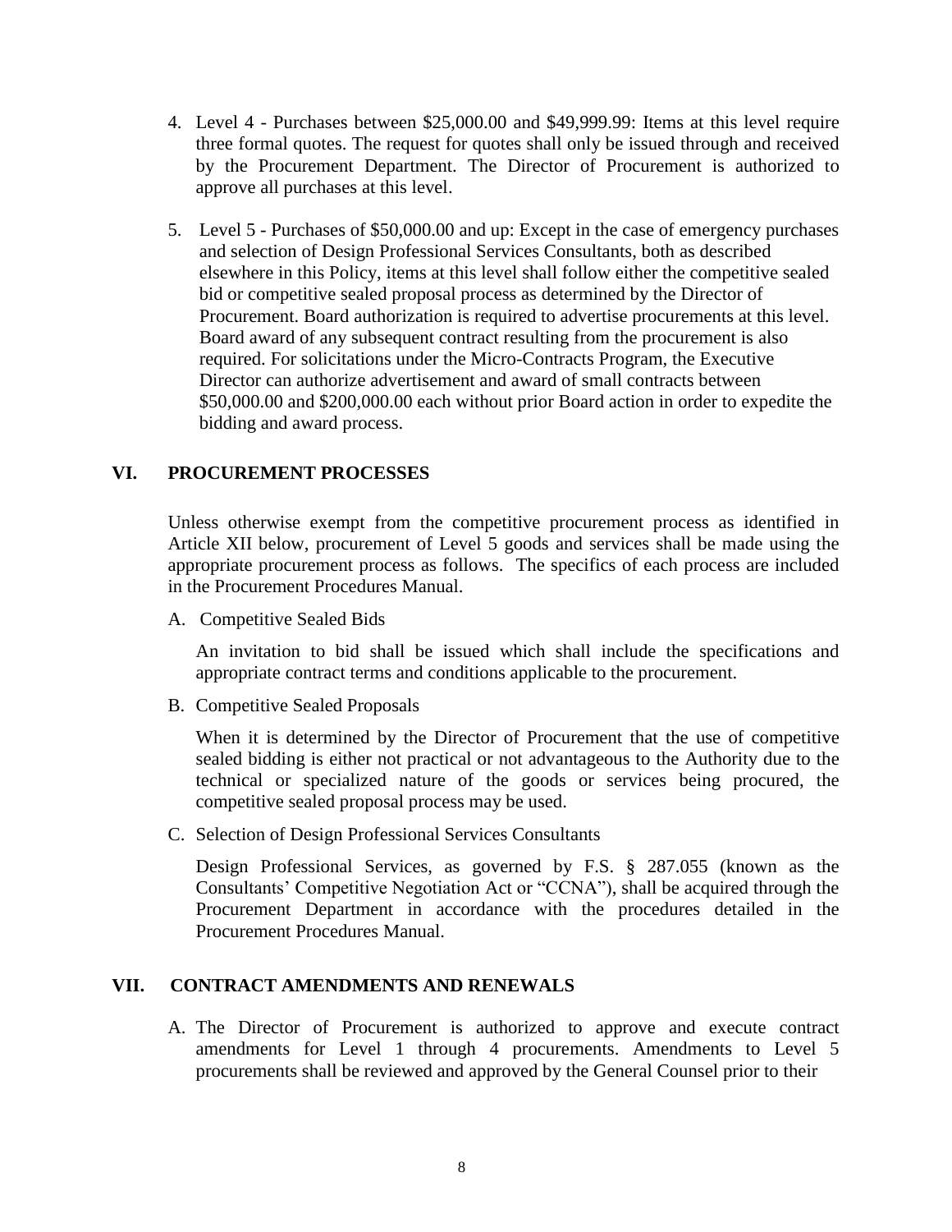4. Level 4 - Purchases between $25,000.00 and $49,999.99: Items at this level require three formal quotes. The request for quotes shall only be issued through and received by the Procurement Department. The Director of Procurement is authorized to approve all purchases at this level.

5. Level 5 - Purchases of $50,000.00 and up: Except in the case of emergency purchases and selection of Design Professional Services Consultants, both as described elsewhere in this Policy, items at this level shall follow either the competitive sealed bid or competitive sealed proposal process as determined by the Director of Procurement. Board authorization is required to advertise procurements at this level. Board award of any subsequent contract resulting from the procurement is also required. For solicitations under the Micro-Contracts Program, the Executive Director can authorize advertisement and award of small contracts between $50,000.00 and $200,000.00 each without prior Board action in order to expedite the bidding and award process.

## VI. PROCUREMENT PROCESSES

Unless otherwise exempt from the competitive procurement process as identified in Article XII below, procurement of Level 5 goods and services shall be made using the appropriate procurement process as follows. The specifics of each process are included in the Procurement Procedures Manual.

A. Competitive Sealed Bids

An invitation to bid shall be issued which shall include the specifications and appropriate contract terms and conditions applicable to the procurement.

B. Competitive Sealed Proposals

When it is determined by the Director of Procurement that the use of competitive sealed bidding is either not practical or not advantageous to the Authority due to the technical or specialized nature of the goods or services being procured, the competitive sealed proposal process may be used.

C. Selection of Design Professional Services Consultants

Design Professional Services, as governed by F.S. § 287.055 (known as the Consultants' Competitive Negotiation Act or "CCNA"), shall be acquired through the Procurement Department in accordance with the procedures detailed in the Procurement Procedures Manual.

## VII. CONTRACT AMENDMENTS AND RENEWALS

A. The Director of Procurement is authorized to approve and execute contract amendments for Level 1 through 4 procurements. Amendments to Level 5 procurements shall be reviewed and approved by the General Counsel prior to their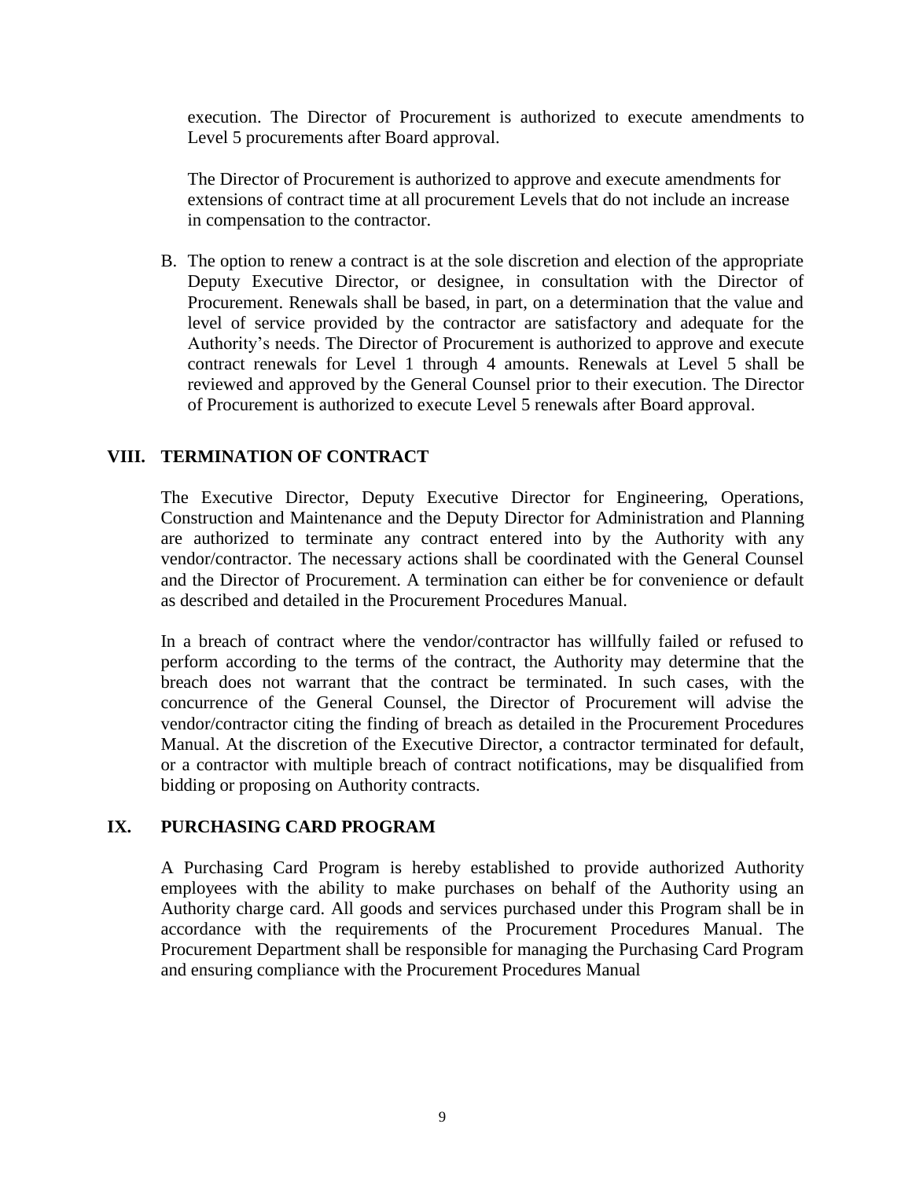execution. The Director of Procurement is authorized to execute amendments to Level 5 procurements after Board approval.

The Director of Procurement is authorized to approve and execute amendments for extensions of contract time at all procurement Levels that do not include an increase in compensation to the contractor.

B. The option to renew a contract is at the sole discretion and election of the appropriate Deputy Executive Director, or designee, in consultation with the Director of Procurement. Renewals shall be based, in part, on a determination that the value and level of service provided by the contractor are satisfactory and adequate for the Authority's needs. The Director of Procurement is authorized to approve and execute contract renewals for Level 1 through 4 amounts. Renewals at Level 5 shall be reviewed and approved by the General Counsel prior to their execution. The Director of Procurement is authorized to execute Level 5 renewals after Board approval.

## VIII. TERMINATION OF CONTRACT

The Executive Director, Deputy Executive Director for Engineering, Operations, Construction and Maintenance and the Deputy Director for Administration and Planning are authorized to terminate any contract entered into by the Authority with any vendor/contractor. The necessary actions shall be coordinated with the General Counsel and the Director of Procurement. A termination can either be for convenience or default as described and detailed in the Procurement Procedures Manual.

In a breach of contract where the vendor/contractor has willfully failed or refused to perform according to the terms of the contract, the Authority may determine that the breach does not warrant that the contract be terminated. In such cases, with the concurrence of the General Counsel, the Director of Procurement will advise the vendor/contractor citing the finding of breach as detailed in the Procurement Procedures Manual. At the discretion of the Executive Director, a contractor terminated for default, or a contractor with multiple breach of contract notifications, may be disqualified from bidding or proposing on Authority contracts.

## IX. PURCHASING CARD PROGRAM

A Purchasing Card Program is hereby established to provide authorized Authority employees with the ability to make purchases on behalf of the Authority using an Authority charge card. All goods and services purchased under this Program shall be in accordance with the requirements of the Procurement Procedures Manual. The Procurement Department shall be responsible for managing the Purchasing Card Program and ensuring compliance with the Procurement Procedures Manual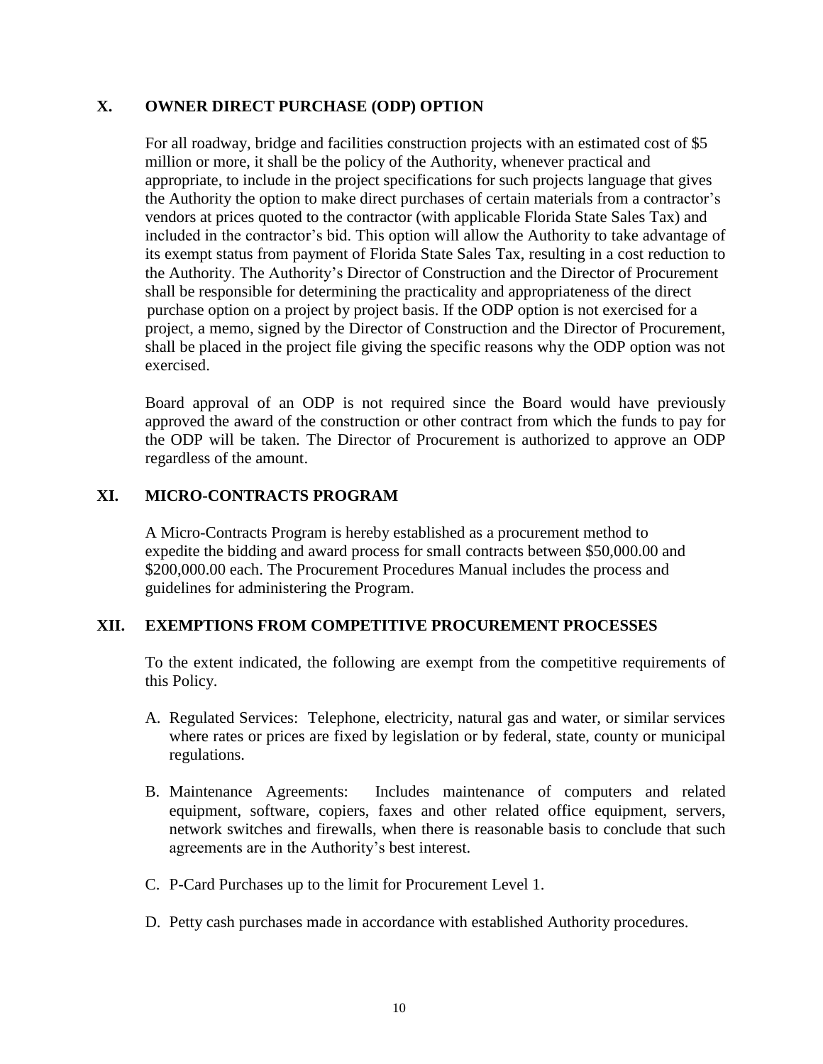## X. OWNER DIRECT PURCHASE (ODP) OPTION

For all roadway, bridge and facilities construction projects with an estimated cost of $5 million or more, it shall be the policy of the Authority, whenever practical and appropriate, to include in the project specifications for such projects language that gives the Authority the option to make direct purchases of certain materials from a contractor's vendors at prices quoted to the contractor (with applicable Florida State Sales Tax) and included in the contractor's bid. This option will allow the Authority to take advantage of its exempt status from payment of Florida State Sales Tax, resulting in a cost reduction to the Authority. The Authority's Director of Construction and the Director of Procurement shall be responsible for determining the practicality and appropriateness of the direct purchase option on a project by project basis. If the ODP option is not exercised for a project, a memo, signed by the Director of Construction and the Director of Procurement, shall be placed in the project file giving the specific reasons why the ODP option was not exercised.

Board approval of an ODP is not required since the Board would have previously approved the award of the construction or other contract from which the funds to pay for the ODP will be taken. The Director of Procurement is authorized to approve an ODP regardless of the amount.

## XI. MICRO-CONTRACTS PROGRAM

A Micro-Contracts Program is hereby established as a procurement method to expedite the bidding and award process for small contracts between $50,000.00 and $200,000.00 each. The Procurement Procedures Manual includes the process and guidelines for administering the Program.

## XII. EXEMPTIONS FROM COMPETITIVE PROCUREMENT PROCESSES

To the extent indicated, the following are exempt from the competitive requirements of this Policy.

A. Regulated Services: Telephone, electricity, natural gas and water, or similar services where rates or prices are fixed by legislation or by federal, state, county or municipal regulations.

B. Maintenance Agreements: Includes maintenance of computers and related equipment, software, copiers, faxes and other related office equipment, servers, network switches and firewalls, when there is reasonable basis to conclude that such agreements are in the Authority's best interest.

C. P-Card Purchases up to the limit for Procurement Level 1.

D. Petty cash purchases made in accordance with established Authority procedures.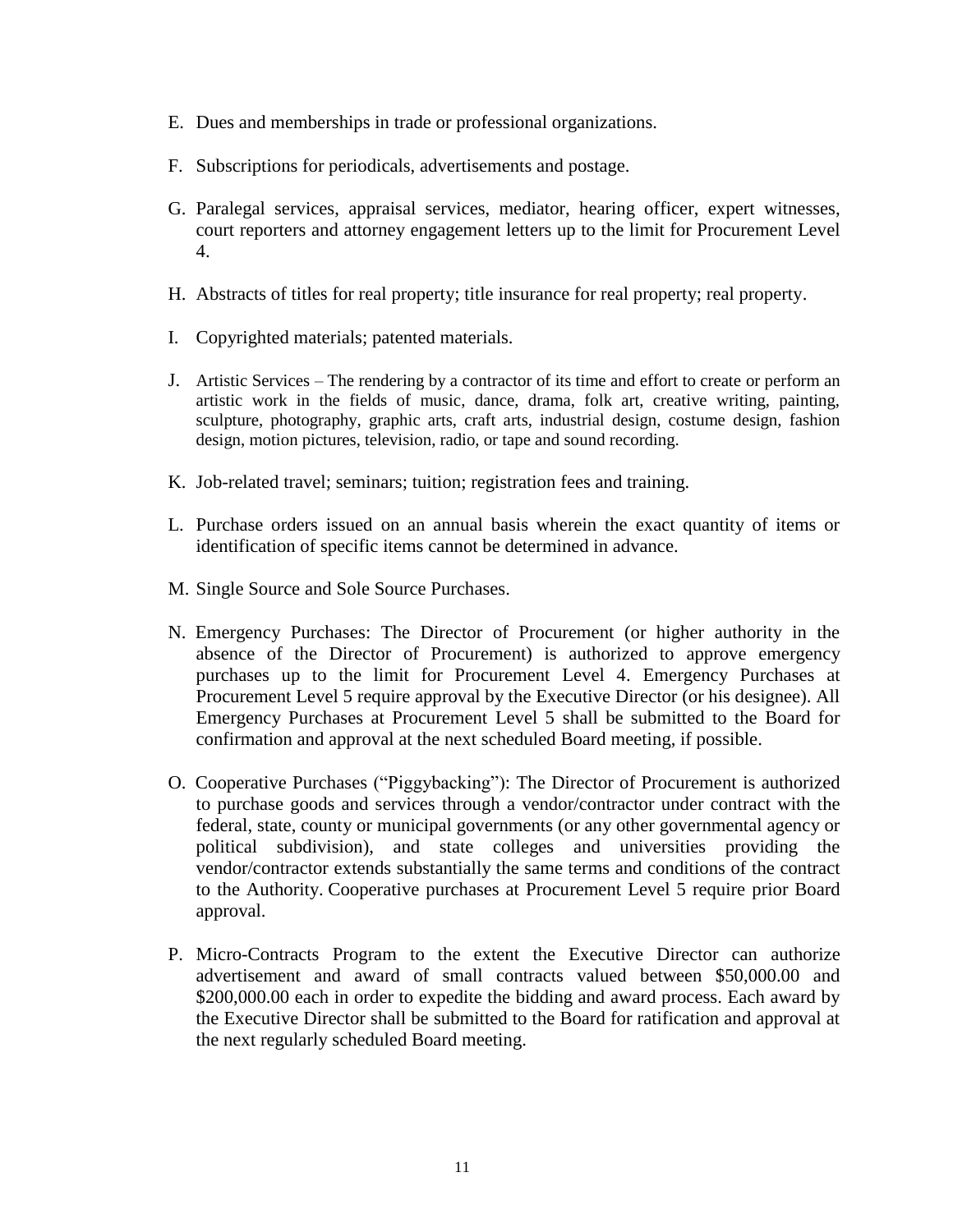E. Dues and memberships in trade or professional organizations.

F. Subscriptions for periodicals, advertisements and postage.

G. Paralegal services, appraisal services, mediator, hearing officer, expert witnesses, court reporters and attorney engagement letters up to the limit for Procurement Level 4.

H. Abstracts of titles for real property; title insurance for real property; real property.

I. Copyrighted materials; patented materials.

J. Artistic Services – The rendering by a contractor of its time and effort to create or perform an artistic work in the fields of music, dance, drama, folk art, creative writing, painting, sculpture, photography, graphic arts, craft arts, industrial design, costume design, fashion design, motion pictures, television, radio, or tape and sound recording.

K. Job-related travel; seminars; tuition; registration fees and training.

L. Purchase orders issued on an annual basis wherein the exact quantity of items or identification of specific items cannot be determined in advance.

M. Single Source and Sole Source Purchases.

N. Emergency Purchases: The Director of Procurement (or higher authority in the absence of the Director of Procurement) is authorized to approve emergency purchases up to the limit for Procurement Level 4. Emergency Purchases at Procurement Level 5 require approval by the Executive Director (or his designee). All Emergency Purchases at Procurement Level 5 shall be submitted to the Board for confirmation and approval at the next scheduled Board meeting, if possible.

O. Cooperative Purchases ("Piggybacking"): The Director of Procurement is authorized to purchase goods and services through a vendor/contractor under contract with the federal, state, county or municipal governments (or any other governmental agency or political subdivision), and state colleges and universities providing the vendor/contractor extends substantially the same terms and conditions of the contract to the Authority. Cooperative purchases at Procurement Level 5 require prior Board approval.

P. Micro-Contracts Program to the extent the Executive Director can authorize advertisement and award of small contracts valued between $50,000.00 and $200,000.00 each in order to expedite the bidding and award process. Each award by the Executive Director shall be submitted to the Board for ratification and approval at the next regularly scheduled Board meeting.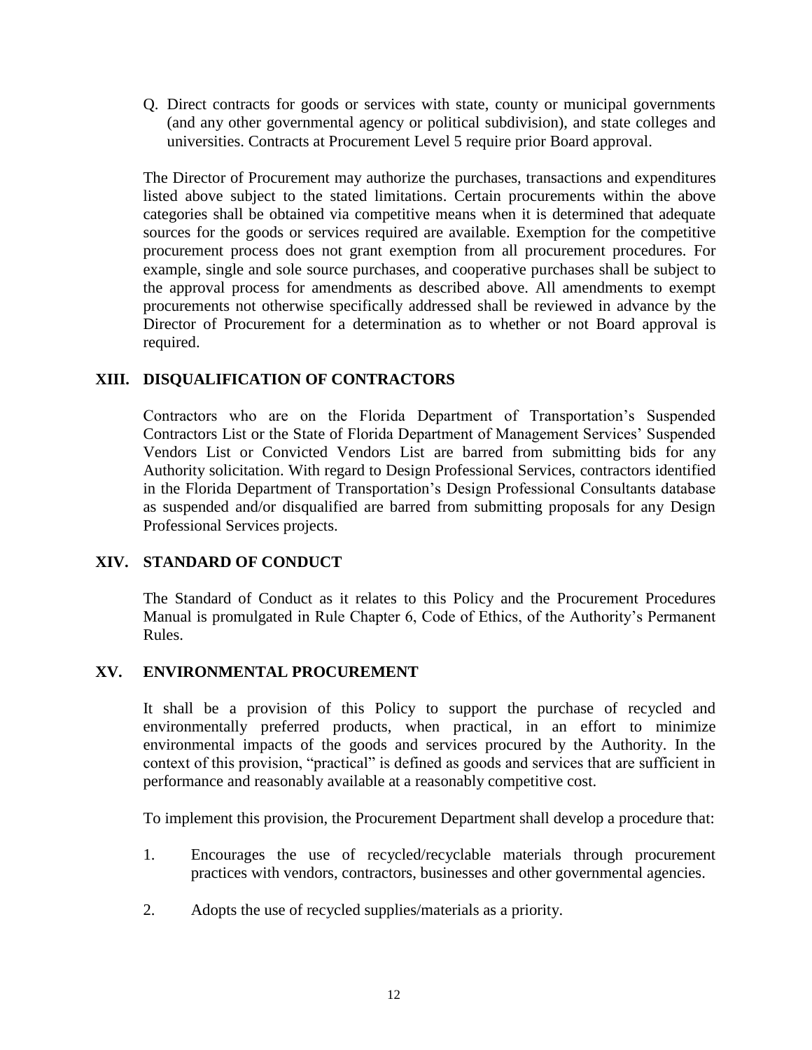Q. Direct contracts for goods or services with state, county or municipal governments (and any other governmental agency or political subdivision), and state colleges and universities. Contracts at Procurement Level 5 require prior Board approval.

The Director of Procurement may authorize the purchases, transactions and expenditures listed above subject to the stated limitations. Certain procurements within the above categories shall be obtained via competitive means when it is determined that adequate sources for the goods or services required are available. Exemption for the competitive procurement process does not grant exemption from all procurement procedures. For example, single and sole source purchases, and cooperative purchases shall be subject to the approval process for amendments as described above. All amendments to exempt procurements not otherwise specifically addressed shall be reviewed in advance by the Director of Procurement for a determination as to whether or not Board approval is required.

## XIII. DISQUALIFICATION OF CONTRACTORS

Contractors who are on the Florida Department of Transportation's Suspended Contractors List or the State of Florida Department of Management Services' Suspended Vendors List or Convicted Vendors List are barred from submitting bids for any Authority solicitation. With regard to Design Professional Services, contractors identified in the Florida Department of Transportation's Design Professional Consultants database as suspended and/or disqualified are barred from submitting proposals for any Design Professional Services projects.

## XIV. STANDARD OF CONDUCT

The Standard of Conduct as it relates to this Policy and the Procurement Procedures Manual is promulgated in Rule Chapter 6, Code of Ethics, of the Authority's Permanent Rules.

## XV. ENVIRONMENTAL PROCUREMENT

It shall be a provision of this Policy to support the purchase of recycled and environmentally preferred products, when practical, in an effort to minimize environmental impacts of the goods and services procured by the Authority. In the context of this provision, "practical" is defined as goods and services that are sufficient in performance and reasonably available at a reasonably competitive cost.

To implement this provision, the Procurement Department shall develop a procedure that:

1. Encourages the use of recycled/recyclable materials through procurement practices with vendors, contractors, businesses and other governmental agencies.

2. Adopts the use of recycled supplies/materials as a priority.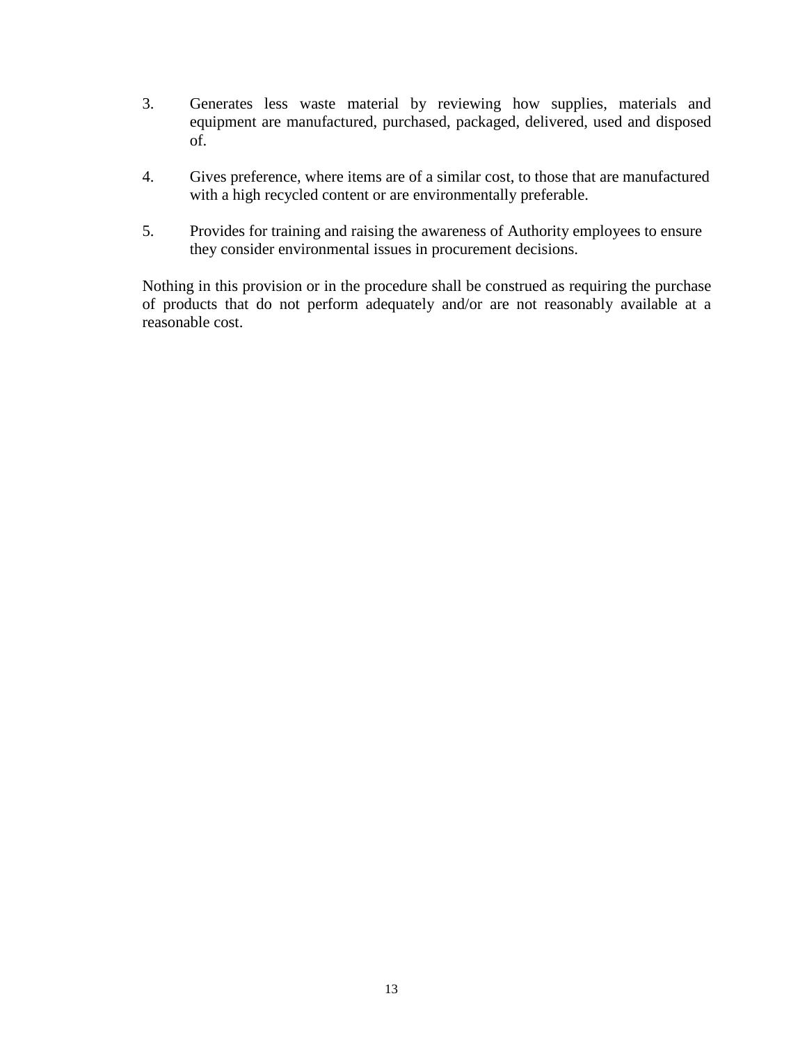3. Generates less waste material by reviewing how supplies, materials and equipment are manufactured, purchased, packaged, delivered, used and disposed of.

4. Gives preference, where items are of a similar cost, to those that are manufactured with a high recycled content or are environmentally preferable.

5. Provides for training and raising the awareness of Authority employees to ensure they consider environmental issues in procurement decisions.

Nothing in this provision or in the procedure shall be construed as requiring the purchase of products that do not perform adequately and/or are not reasonably available at a reasonable cost.